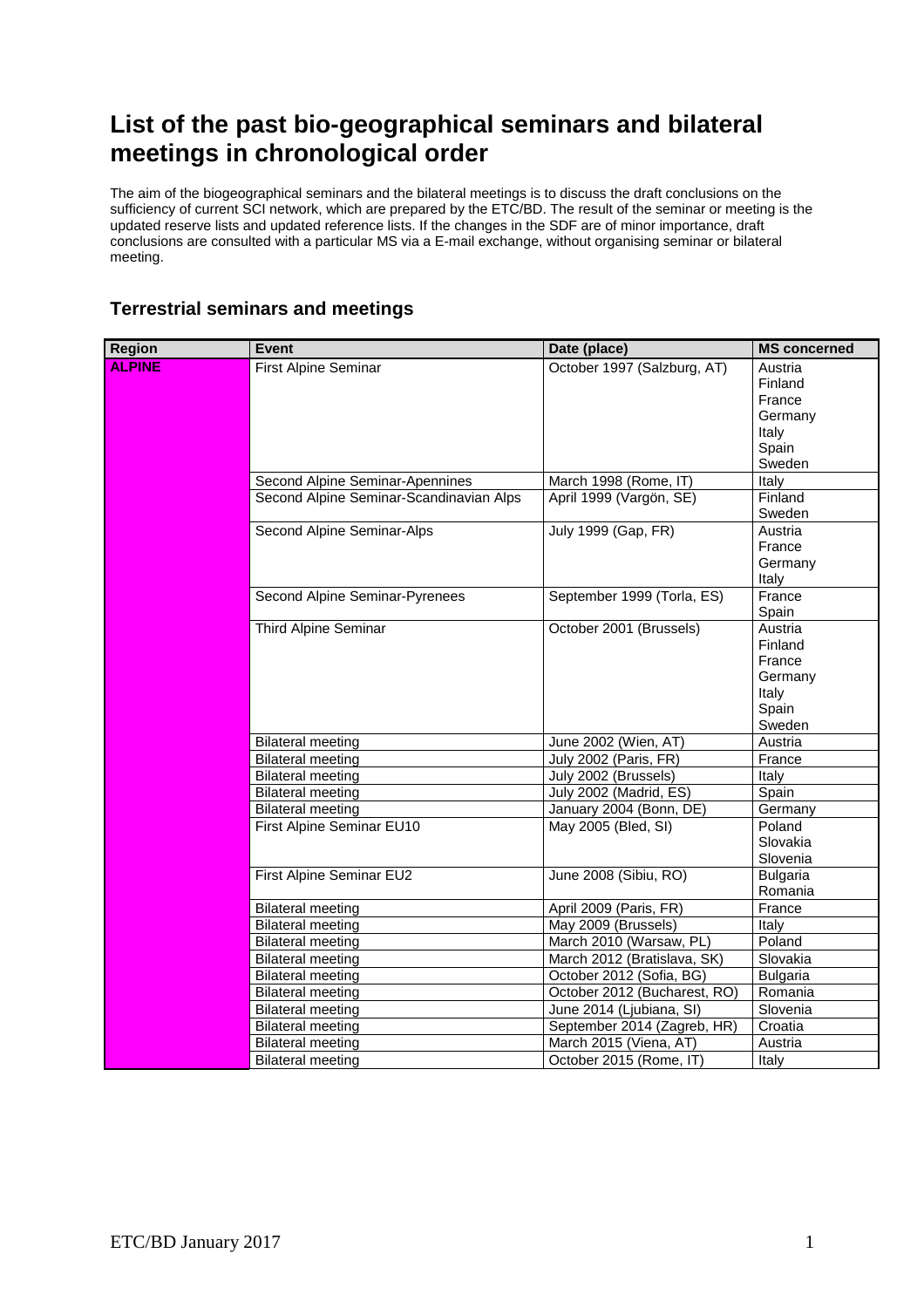# List of the past bio-geographical seminars and bilateral meetings in chronological order

The aim of the biogeographical seminars and the bilateral meetings is to discuss the draft conclusions on the sufficiency of current SCI network, which are prepared by the ETC/BD. The result of the seminar or meeting is the updated reserve lists and updated reference lists. If the changes in the SDF are of minor importance, draft conclusions are consulted with a particular MS via a E-mail exchange, without organising seminar or bilateral meeting.

## Terrestrial seminars and meetings

| Region | Event | Date (place) | MS concerned |
|---|---|---|---|
| ALPINE | First Alpine Seminar | October 1997 (Salzburg, AT) | Austria<br>Finland<br>France<br>Germany<br>Italy<br>Spain<br>Sweden |
| | Second Alpine Seminar-Apennines | March 1998 (Rome, IT) | Italy |
| | Second Alpine Seminar-Scandinavian Alps | April 1999 (Vargön, SE) | Finland<br>Sweden |
| | Second Alpine Seminar-Alps | July 1999 (Gap, FR) | Austria<br>France<br>Germany<br>Italy |
| | Second Alpine Seminar-Pyrenees | September 1999 (Torla, ES) | France<br>Spain |
| | Third Alpine Seminar | October 2001 (Brussels) | Austria<br>Finland<br>France<br>Germany<br>Italy<br>Spain<br>Sweden |
| | Bilateral meeting | June 2002 (Wien, AT) | Austria |
| | Bilateral meeting | July 2002 (Paris, FR) | France |
| | Bilateral meeting | July 2002 (Brussels) | Italy |
| | Bilateral meeting | July 2002 (Madrid, ES) | Spain |
| | Bilateral meeting | January 2004 (Bonn, DE) | Germany |
| | First Alpine Seminar EU10 | May 2005 (Bled, SI) | Poland<br>Slovakia<br>Slovenia |
| | First Alpine Seminar EU2 | June 2008 (Sibiu, RO) | Bulgaria<br>Romania |
| | Bilateral meeting | April 2009 (Paris, FR) | France |
| | Bilateral meeting | May 2009 (Brussels) | Italy |
| | Bilateral meeting | March 2010 (Warsaw, PL) | Poland |
| | Bilateral meeting | March 2012 (Bratislava, SK) | Slovakia |
| | Bilateral meeting | October 2012 (Sofia, BG) | Bulgaria |
| | Bilateral meeting | October 2012 (Bucharest, RO) | Romania |
| | Bilateral meeting | June 2014 (Ljubiana, SI) | Slovenia |
| | Bilateral meeting | September 2014 (Zagreb, HR) | Croatia |
| | Bilateral meeting | March 2015 (Viena, AT) | Austria |
| | Bilateral meeting | October 2015 (Rome, IT) | Italy |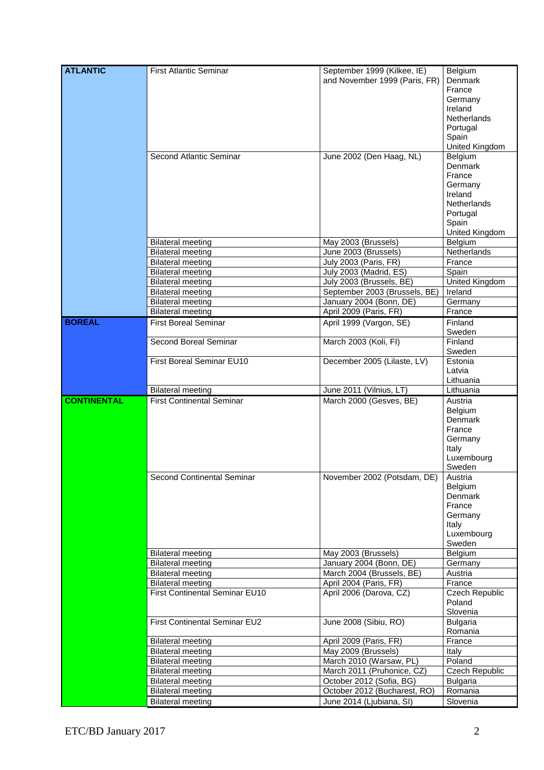| | | | |
|---|---|---|---|
| **ATLANTIC** | First Atlantic Seminar | September 1999 (Kilkee, IE) and November 1999 (Paris, FR) | Belgium<br>Denmark<br>France<br>Germany<br>Ireland<br>Netherlands<br>Portugal<br>Spain<br>United Kingdom |
| | Second Atlantic Seminar | June 2002 (Den Haag, NL) | Belgium<br>Denmark<br>France<br>Germany<br>Ireland<br>Netherlands<br>Portugal<br>Spain<br>United Kingdom |
| | Bilateral meeting | May 2003 (Brussels) | Belgium |
| | Bilateral meeting | June 2003 (Brussels) | Netherlands |
| | Bilateral meeting | July 2003 (Paris, FR) | France |
| | Bilateral meeting | July 2003 (Madrid, ES) | Spain |
| | Bilateral meeting | July 2003 (Brussels, BE) | United Kingdom |
| | Bilateral meeting | September 2003 (Brussels, BE) | Ireland |
| | Bilateral meeting | January 2004 (Bonn, DE) | Germany |
| | Bilateral meeting | April 2009 (Paris, FR) | France |
| **BOREAL** | First Boreal Seminar | April 1999 (Vargon, SE) | Finland<br>Sweden |
| | Second Boreal Seminar | March 2003 (Koli, FI) | Finland<br>Sweden |
| | First Boreal Seminar EU10 | December 2005 (Lilaste, LV) | Estonia<br>Latvia<br>Lithuania |
| | Bilateral meeting | June 2011 (Vilnius, LT) | Lithuania |
| **CONTINENTAL** | First Continental Seminar | March 2000 (Gesves, BE) | Austria<br>Belgium<br>Denmark<br>France<br>Germany<br>Italy<br>Luxembourg<br>Sweden |
| | Second Continental Seminar | November 2002 (Potsdam, DE) | Austria<br>Belgium<br>Denmark<br>France<br>Germany<br>Italy<br>Luxembourg<br>Sweden |
| | Bilateral meeting | May 2003 (Brussels) | Belgium |
| | Bilateral meeting | January 2004 (Bonn, DE) | Germany |
| | Bilateral meeting | March 2004 (Brussels, BE) | Austria |
| | Bilateral meeting | April 2004 (Paris, FR) | France |
| | First Continental Seminar EU10 | April 2006 (Darova, CZ) | Czech Republic<br>Poland<br>Slovenia |
| | First Continental Seminar EU2 | June 2008 (Sibiu, RO) | Bulgaria<br>Romania |
| | Bilateral meeting | April 2009 (Paris, FR) | France |
| | Bilateral meeting | May 2009 (Brussels) | Italy |
| | Bilateral meeting | March 2010 (Warsaw, PL) | Poland |
| | Bilateral meeting | March 2011 (Pruhonice, CZ) | Czech Republic |
| | Bilateral meeting | October 2012 (Sofia, BG) | Bulgaria |
| | Bilateral meeting | October 2012 (Bucharest, RO) | Romania |
| | Bilateral meeting | June 2014 (Ljubiana, SI) | Slovenia |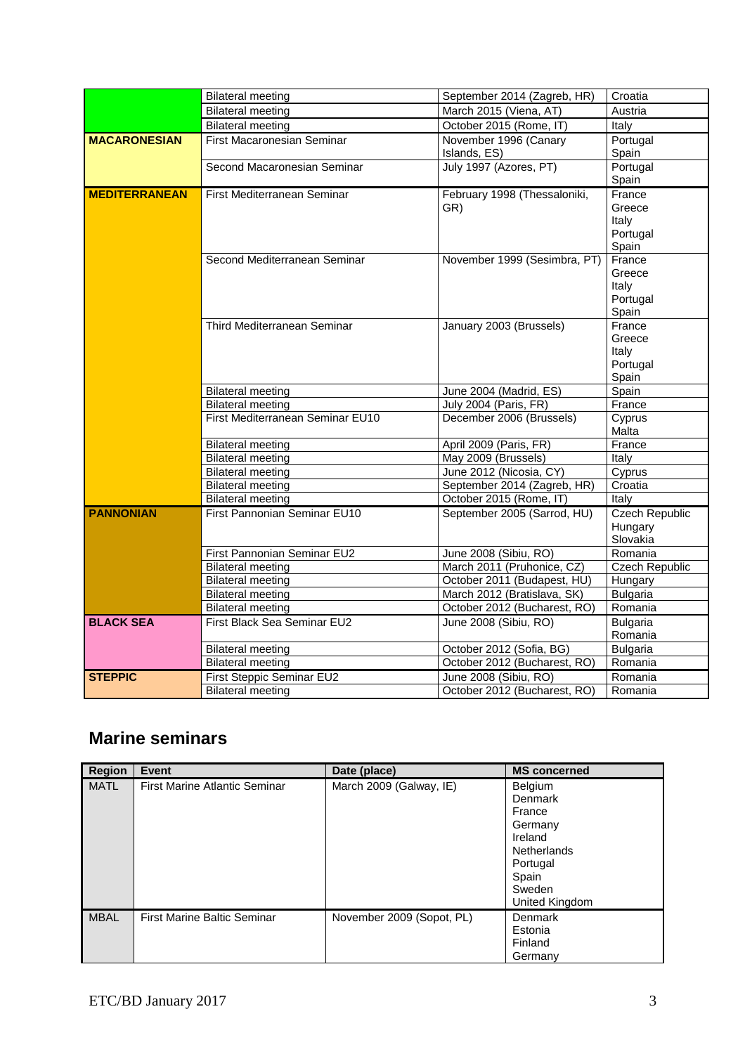| | | | |
|---|---|---|---|
| | Bilateral meeting | September 2014 (Zagreb, HR) | Croatia |
| | Bilateral meeting | March 2015 (Viena, AT) | Austria |
| | Bilateral meeting | October 2015 (Rome, IT) | Italy |
| **MACARONESIAN** | First Macaronesian Seminar | November 1996 (Canary Islands, ES) | Portugal<br>Spain |
| | Second Macaronesian Seminar | July 1997 (Azores, PT) | Portugal<br>Spain |
| **MEDITERRANEAN** | First Mediterranean Seminar | February 1998 (Thessaloniki, GR) | France<br>Greece<br>Italy<br>Portugal<br>Spain |
| | Second Mediterranean Seminar | November 1999 (Sesimbra, PT) | France<br>Greece<br>Italy<br>Portugal<br>Spain |
| | Third Mediterranean Seminar | January 2003 (Brussels) | France<br>Greece<br>Italy<br>Portugal<br>Spain |
| | Bilateral meeting | June 2004 (Madrid, ES) | Spain |
| | Bilateral meeting | July 2004 (Paris, FR) | France |
| | First Mediterranean Seminar EU10 | December 2006 (Brussels) | Cyprus<br>Malta |
| | Bilateral meeting | April 2009 (Paris, FR) | France |
| | Bilateral meeting | May 2009 (Brussels) | Italy |
| | Bilateral meeting | June 2012 (Nicosia, CY) | Cyprus |
| | Bilateral meeting | September 2014 (Zagreb, HR) | Croatia |
| | Bilateral meeting | October 2015 (Rome, IT) | Italy |
| **PANNONIAN** | First Pannonian Seminar EU10 | September 2005 (Sarrod, HU) | Czech Republic<br>Hungary<br>Slovakia |
| | First Pannonian Seminar EU2 | June 2008 (Sibiu, RO) | Romania |
| | Bilateral meeting | March 2011 (Pruhonice, CZ) | Czech Republic |
| | Bilateral meeting | October 2011 (Budapest, HU) | Hungary |
| | Bilateral meeting | March 2012 (Bratislava, SK) | Bulgaria |
| | Bilateral meeting | October 2012 (Bucharest, RO) | Romania |
| **BLACK SEA** | First Black Sea Seminar EU2 | June 2008 (Sibiu, RO) | Bulgaria<br>Romania |
| | Bilateral meeting | October 2012 (Sofia, BG) | Bulgaria |
| | Bilateral meeting | October 2012 (Bucharest, RO) | Romania |
| **STEPPIC** | First Steppic Seminar EU2 | June 2008 (Sibiu, RO) | Romania |
| | Bilateral meeting | October 2012 (Bucharest, RO) | Romania |

## Marine seminars

| Region | Event | Date (place) | MS concerned |
|---|---|---|---|
| MATL | First Marine Atlantic Seminar | March 2009 (Galway, IE) | Belgium<br>Denmark<br>France<br>Germany<br>Ireland<br>Netherlands<br>Portugal<br>Spain<br>Sweden<br>United Kingdom |
| MBAL | First Marine Baltic Seminar | November 2009 (Sopot, PL) | Denmark<br>Estonia<br>Finland<br>Germany |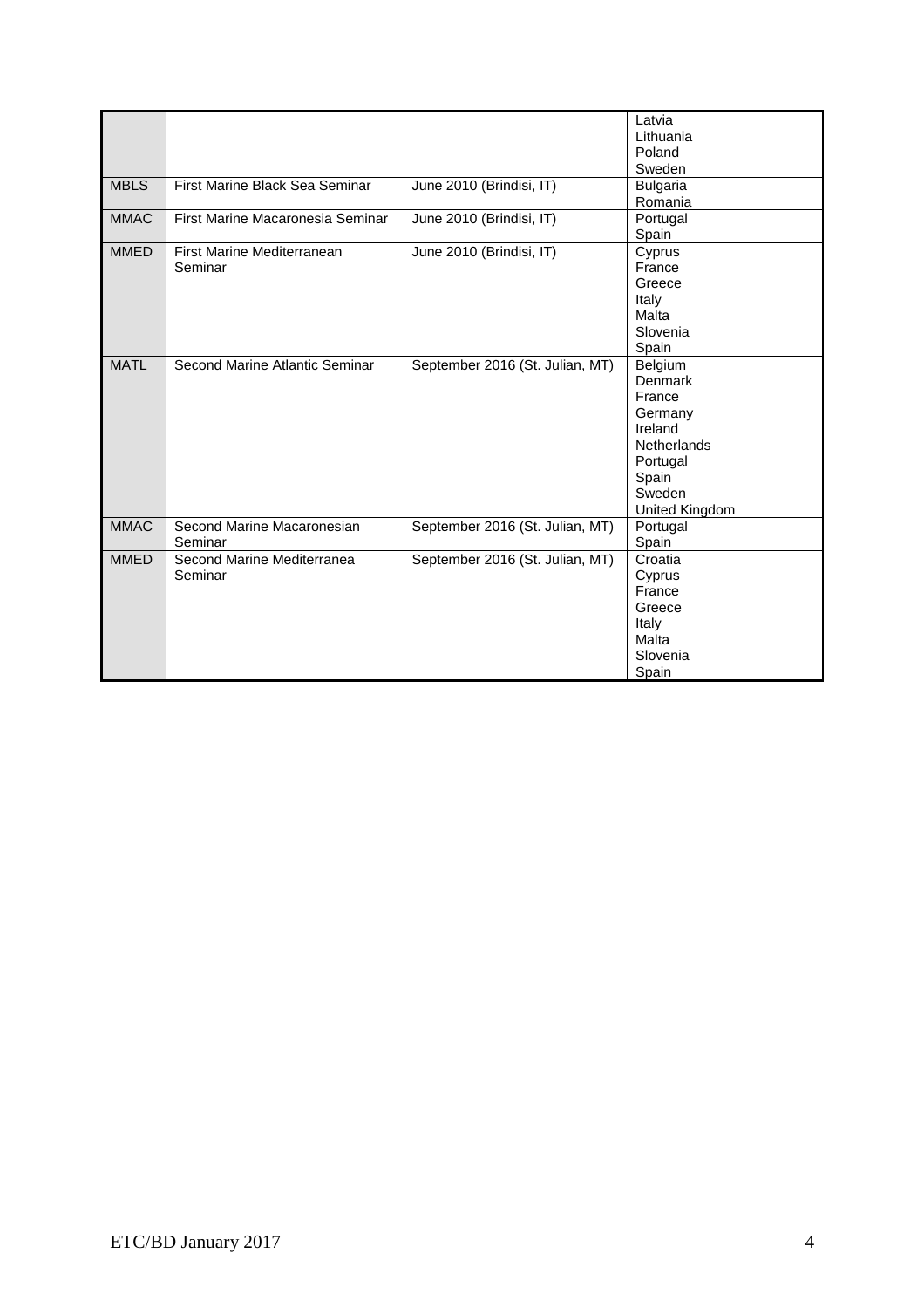| | | | |
|---|---|---|---|
| | | | Latvia<br>Lithuania<br>Poland<br>Sweden |
| MBLS | First Marine Black Sea Seminar | June 2010 (Brindisi, IT) | Bulgaria<br>Romania |
| MMAC | First Marine Macaronesia Seminar | June 2010 (Brindisi, IT) | Portugal<br>Spain |
| MMED | First Marine Mediterranean Seminar | June 2010 (Brindisi, IT) | Cyprus<br>France<br>Greece<br>Italy<br>Malta<br>Slovenia<br>Spain |
| MATL | Second Marine Atlantic Seminar | September 2016 (St. Julian, MT) | Belgium<br>Denmark<br>France<br>Germany<br>Ireland<br>Netherlands<br>Portugal<br>Spain<br>Sweden<br>United Kingdom |
| MMAC | Second Marine Macaronesian Seminar | September 2016 (St. Julian, MT) | Portugal<br>Spain |
| MMED | Second Marine Mediterranea Seminar | September 2016 (St. Julian, MT) | Croatia<br>Cyprus<br>France<br>Greece<br>Italy<br>Malta<br>Slovenia<br>Spain |